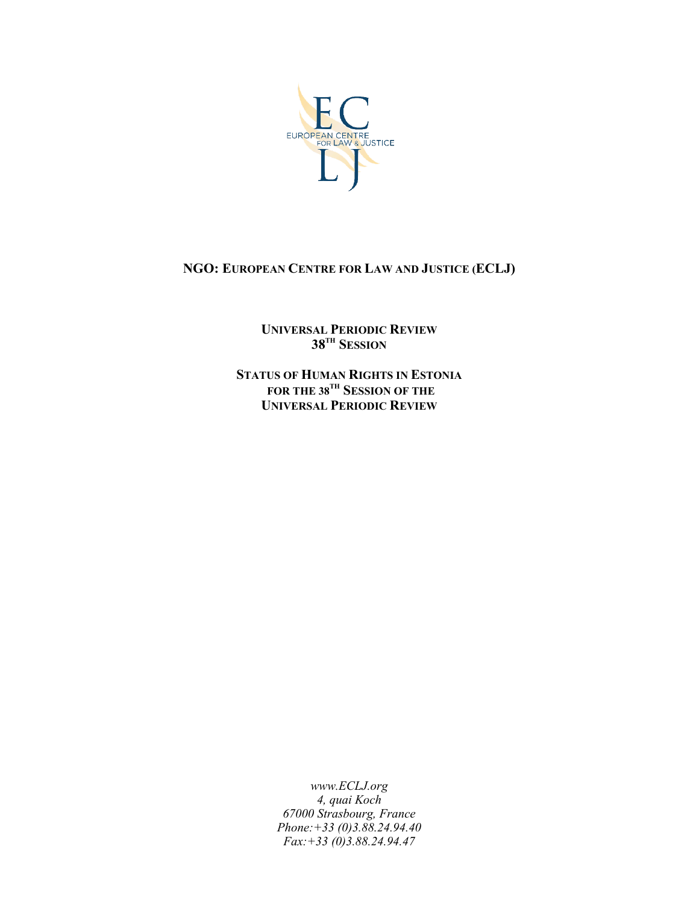**NGO: EUROPEAN CENTRE FOR LAW AND JUSTICE (ECLJ)**

**UNIVERSAL PERIODIC REVIEW**
**38TH SESSION**

**STATUS OF HUMAN RIGHTS IN ESTONIA**
**FOR THE 38TH SESSION OF THE**
**UNIVERSAL PERIODIC REVIEW**

*www.ECLJ.org*
*4, quai Koch*
*67000 Strasbourg, France*
*Phone:+33 (0)3.88.24.94.40*
*Fax:+33 (0)3.88.24.94.47*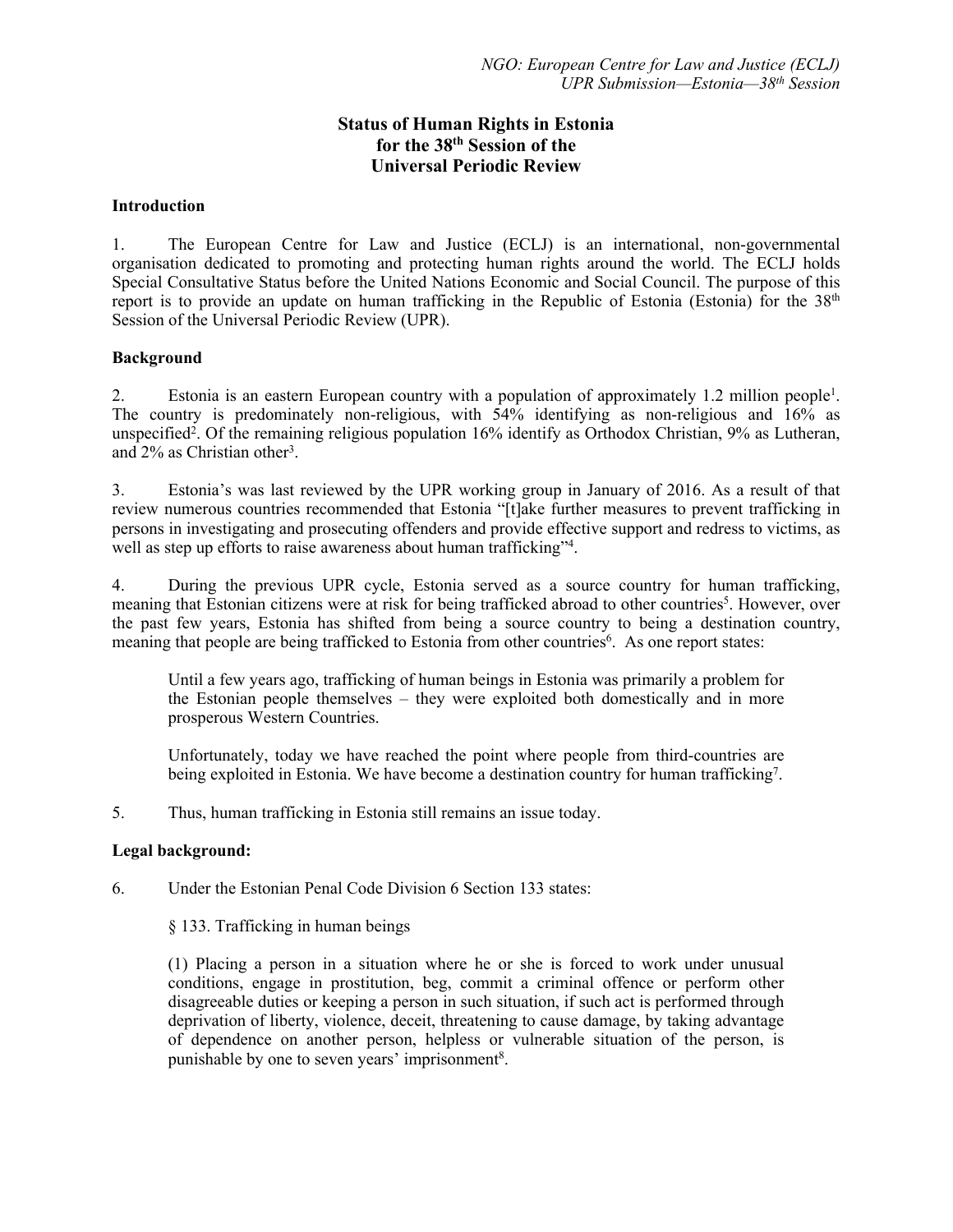*NGO: European Centre for Law and Justice (ECLJ)*
*UPR Submission—Estonia—38th Session*

# Status of Human Rights in Estonia for the 38th Session of the Universal Periodic Review

## Introduction

1. The European Centre for Law and Justice (ECLJ) is an international, non-governmental organisation dedicated to promoting and protecting human rights around the world. The ECLJ holds Special Consultative Status before the United Nations Economic and Social Council. The purpose of this report is to provide an update on human trafficking in the Republic of Estonia (Estonia) for the 38th Session of the Universal Periodic Review (UPR).

## Background

2. Estonia is an eastern European country with a population of approximately 1.2 million people[1]. The country is predominately non-religious, with 54% identifying as non-religious and 16% as unspecified[2]. Of the remaining religious population 16% identify as Orthodox Christian, 9% as Lutheran, and 2% as Christian other[3].

3. Estonia's was last reviewed by the UPR working group in January of 2016. As a result of that review numerous countries recommended that Estonia "[t]ake further measures to prevent trafficking in persons in investigating and prosecuting offenders and provide effective support and redress to victims, as well as step up efforts to raise awareness about human trafficking"[4].

4. During the previous UPR cycle, Estonia served as a source country for human trafficking, meaning that Estonian citizens were at risk for being trafficked abroad to other countries[5]. However, over the past few years, Estonia has shifted from being a source country to being a destination country, meaning that people are being trafficked to Estonia from other countries[6]. As one report states:

> Until a few years ago, trafficking of human beings in Estonia was primarily a problem for the Estonian people themselves – they were exploited both domestically and in more prosperous Western Countries.
>
> Unfortunately, today we have reached the point where people from third-countries are being exploited in Estonia. We have become a destination country for human trafficking[7].

5. Thus, human trafficking in Estonia still remains an issue today.

## Legal background:

6. Under the Estonian Penal Code Division 6 Section 133 states:

> § 133. Trafficking in human beings
>
> (1) Placing a person in a situation where he or she is forced to work under unusual conditions, engage in prostitution, beg, commit a criminal offence or perform other disagreeable duties or keeping a person in such situation, if such act is performed through deprivation of liberty, violence, deceit, threatening to cause damage, by taking advantage of dependence on another person, helpless or vulnerable situation of the person, is punishable by one to seven years' imprisonment[8].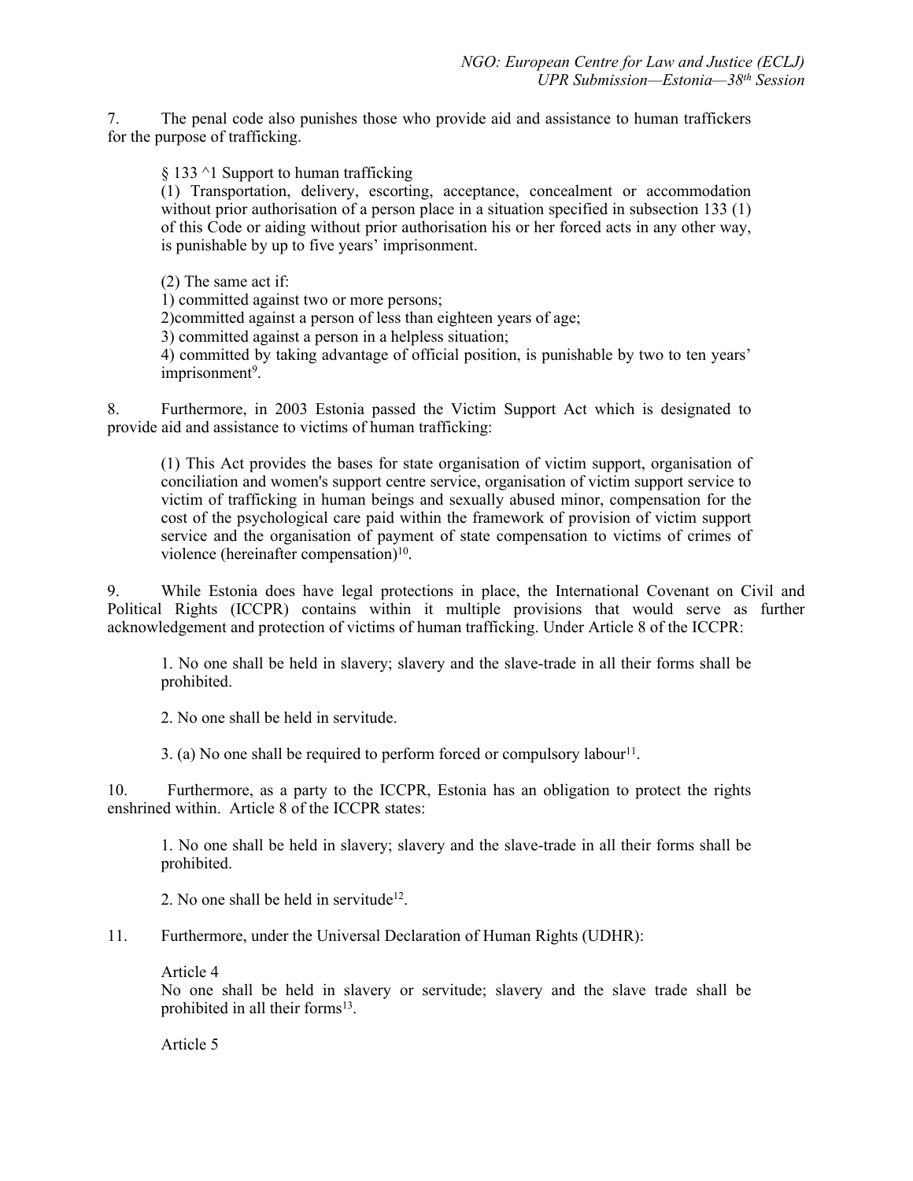7. The penal code also punishes those who provide aid and assistance to human traffickers for the purpose of trafficking.

> § 133 ^1 Support to human trafficking
> (1) Transportation, delivery, escorting, acceptance, concealment or accommodation without prior authorisation of a person place in a situation specified in subsection 133 (1) of this Code or aiding without prior authorisation his or her forced acts in any other way, is punishable by up to five years' imprisonment.
>
> (2) The same act if:
> 1) committed against two or more persons;
> 2)committed against a person of less than eighteen years of age;
> 3) committed against a person in a helpless situation;
> 4) committed by taking advantage of official position, is punishable by two to ten years' imprisonment[9].

8. Furthermore, in 2003 Estonia passed the Victim Support Act which is designated to provide aid and assistance to victims of human trafficking:

> (1) This Act provides the bases for state organisation of victim support, organisation of conciliation and women's support centre service, organisation of victim support service to victim of trafficking in human beings and sexually abused minor, compensation for the cost of the psychological care paid within the framework of provision of victim support service and the organisation of payment of state compensation to victims of crimes of violence (hereinafter compensation)[10].

9. While Estonia does have legal protections in place, the International Covenant on Civil and Political Rights (ICCPR) contains within it multiple provisions that would serve as further acknowledgement and protection of victims of human trafficking. Under Article 8 of the ICCPR:

> 1. No one shall be held in slavery; slavery and the slave-trade in all their forms shall be prohibited.
>
> 2. No one shall be held in servitude.
>
> 3. (a) No one shall be required to perform forced or compulsory labour[11].

10. Furthermore, as a party to the ICCPR, Estonia has an obligation to protect the rights enshrined within. Article 8 of the ICCPR states:

> 1. No one shall be held in slavery; slavery and the slave-trade in all their forms shall be prohibited.
>
> 2. No one shall be held in servitude[12].

11. Furthermore, under the Universal Declaration of Human Rights (UDHR):

> Article 4
> No one shall be held in slavery or servitude; slavery and the slave trade shall be prohibited in all their forms[13].
>
> Article 5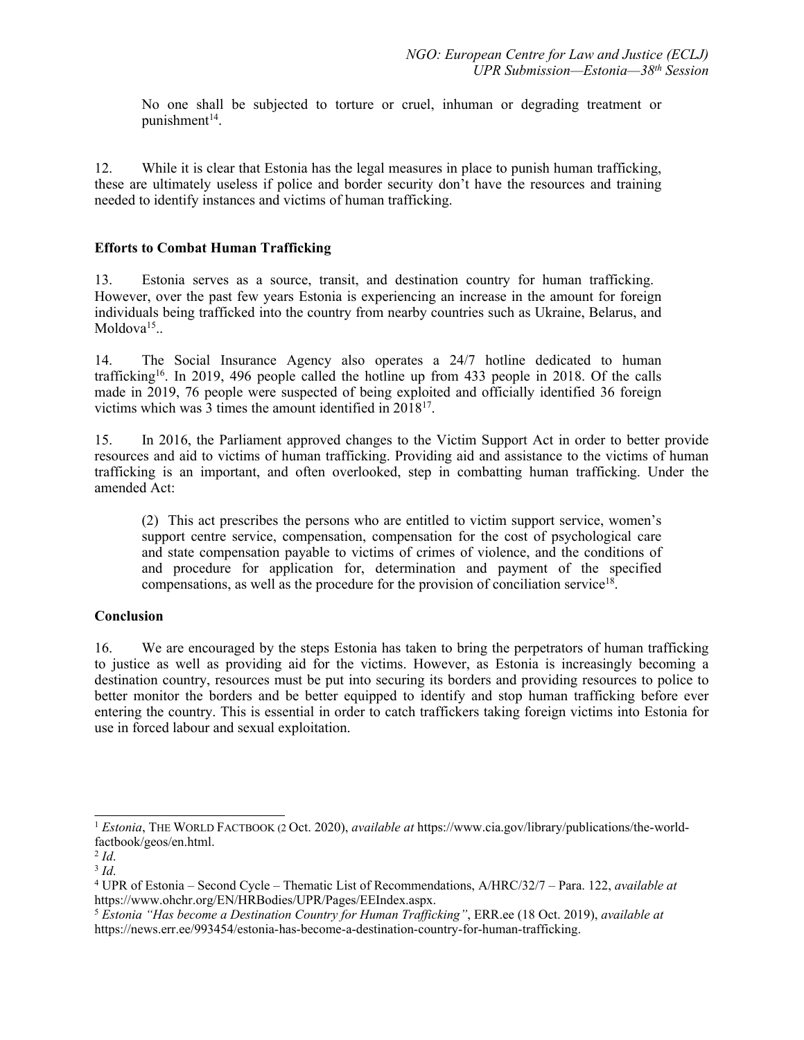No one shall be subjected to torture or cruel, inhuman or degrading treatment or punishment[14].

12. While it is clear that Estonia has the legal measures in place to punish human trafficking, these are ultimately useless if police and border security don't have the resources and training needed to identify instances and victims of human trafficking.

**Efforts to Combat Human Trafficking**

13. Estonia serves as a source, transit, and destination country for human trafficking. However, over the past few years Estonia is experiencing an increase in the amount for foreign individuals being trafficked into the country from nearby countries such as Ukraine, Belarus, and Moldova[15]..

14. The Social Insurance Agency also operates a 24/7 hotline dedicated to human trafficking[16]. In 2019, 496 people called the hotline up from 433 people in 2018. Of the calls made in 2019, 76 people were suspected of being exploited and officially identified 36 foreign victims which was 3 times the amount identified in 2018[17].

15. In 2016, the Parliament approved changes to the Victim Support Act in order to better provide resources and aid to victims of human trafficking. Providing aid and assistance to the victims of human trafficking is an important, and often overlooked, step in combatting human trafficking. Under the amended Act:

> (2) This act prescribes the persons who are entitled to victim support service, women's support centre service, compensation, compensation for the cost of psychological care and state compensation payable to victims of crimes of violence, and the conditions of and procedure for application for, determination and payment of the specified compensations, as well as the procedure for the provision of conciliation service[18].

**Conclusion**

16. We are encouraged by the steps Estonia has taken to bring the perpetrators of human trafficking to justice as well as providing aid for the victims. However, as Estonia is increasingly becoming a destination country, resources must be put into securing its borders and providing resources to police to better monitor the borders and be better equipped to identify and stop human trafficking before ever entering the country. This is essential in order to catch traffickers taking foreign victims into Estonia for use in forced labour and sexual exploitation.

---

[1] *Estonia*, THE WORLD FACTBOOK (2 Oct. 2020), *available at* https://www.cia.gov/library/publications/the-world-factbook/geos/en.html.

[2] *Id*.

[3] *Id*.

[4] UPR of Estonia – Second Cycle – Thematic List of Recommendations, A/HRC/32/7 – Para. 122, *available at* https://www.ohchr.org/EN/HRBodies/UPR/Pages/EEIndex.aspx.

[5] *Estonia "Has become a Destination Country for Human Trafficking"*, ERR.ee (18 Oct. 2019), *available at* https://news.err.ee/993454/estonia-has-become-a-destination-country-for-human-trafficking.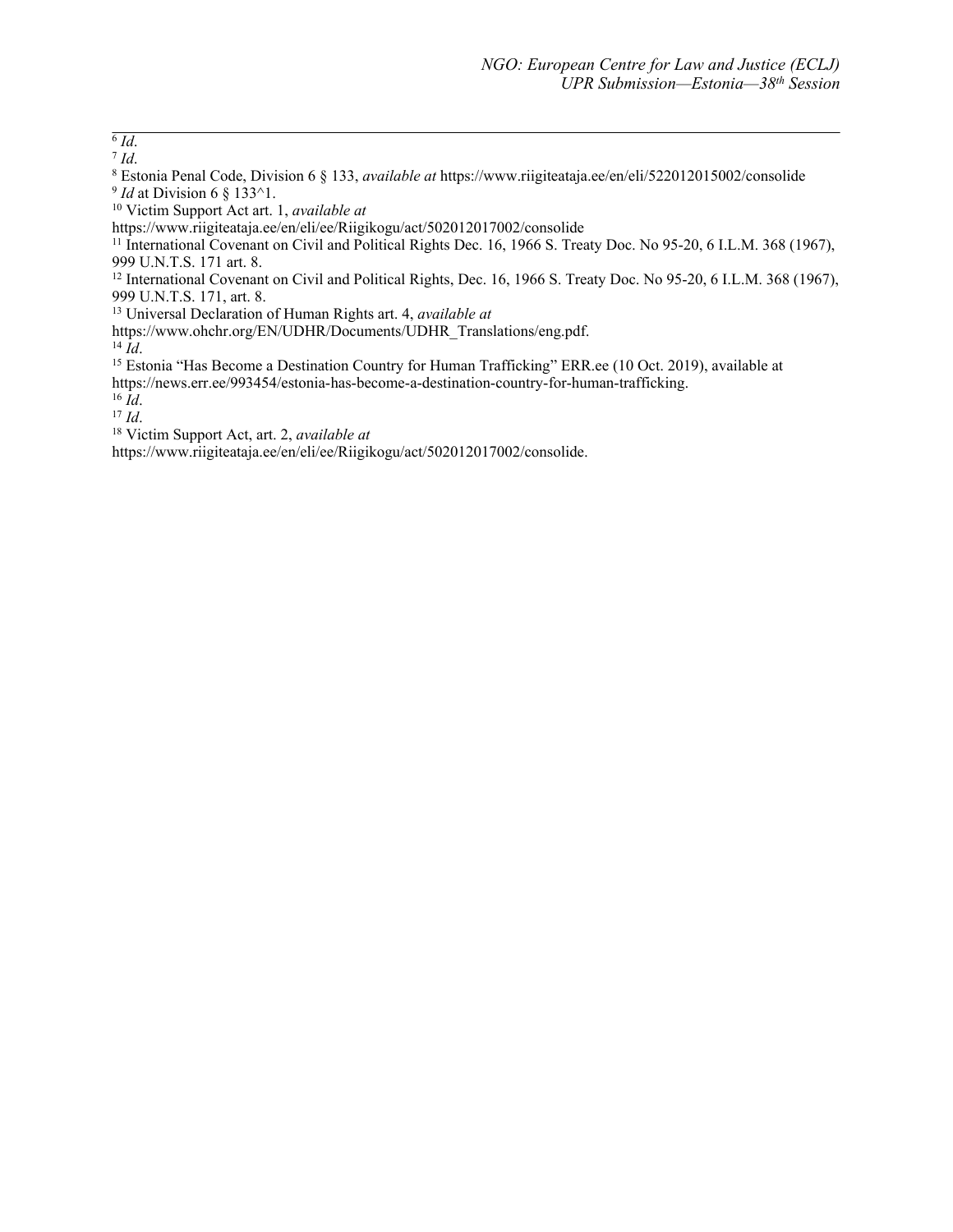[6] *Id*.

[7] *Id*.

[8] Estonia Penal Code, Division 6 § 133, *available at* https://www.riigiteataja.ee/en/eli/522012015002/consolide

[9] *Id* at Division 6 § 133^1.

[10] Victim Support Act art. 1, *available at* https://www.riigiteataja.ee/en/eli/ee/Riigikogu/act/502012017002/consolide

[11] International Covenant on Civil and Political Rights Dec. 16, 1966 S. Treaty Doc. No 95-20, 6 I.L.M. 368 (1967), 999 U.N.T.S. 171 art. 8.

[12] International Covenant on Civil and Political Rights, Dec. 16, 1966 S. Treaty Doc. No 95-20, 6 I.L.M. 368 (1967), 999 U.N.T.S. 171, art. 8.

[13] Universal Declaration of Human Rights art. 4, *available at* https://www.ohchr.org/EN/UDHR/Documents/UDHR_Translations/eng.pdf.

[14] *Id*.

[15] Estonia "Has Become a Destination Country for Human Trafficking" ERR.ee (10 Oct. 2019), available at https://news.err.ee/993454/estonia-has-become-a-destination-country-for-human-trafficking.

[16] *Id*.

[17] *Id*.

[18] Victim Support Act, art. 2, *available at* https://www.riigiteataja.ee/en/eli/ee/Riigikogu/act/502012017002/consolide.